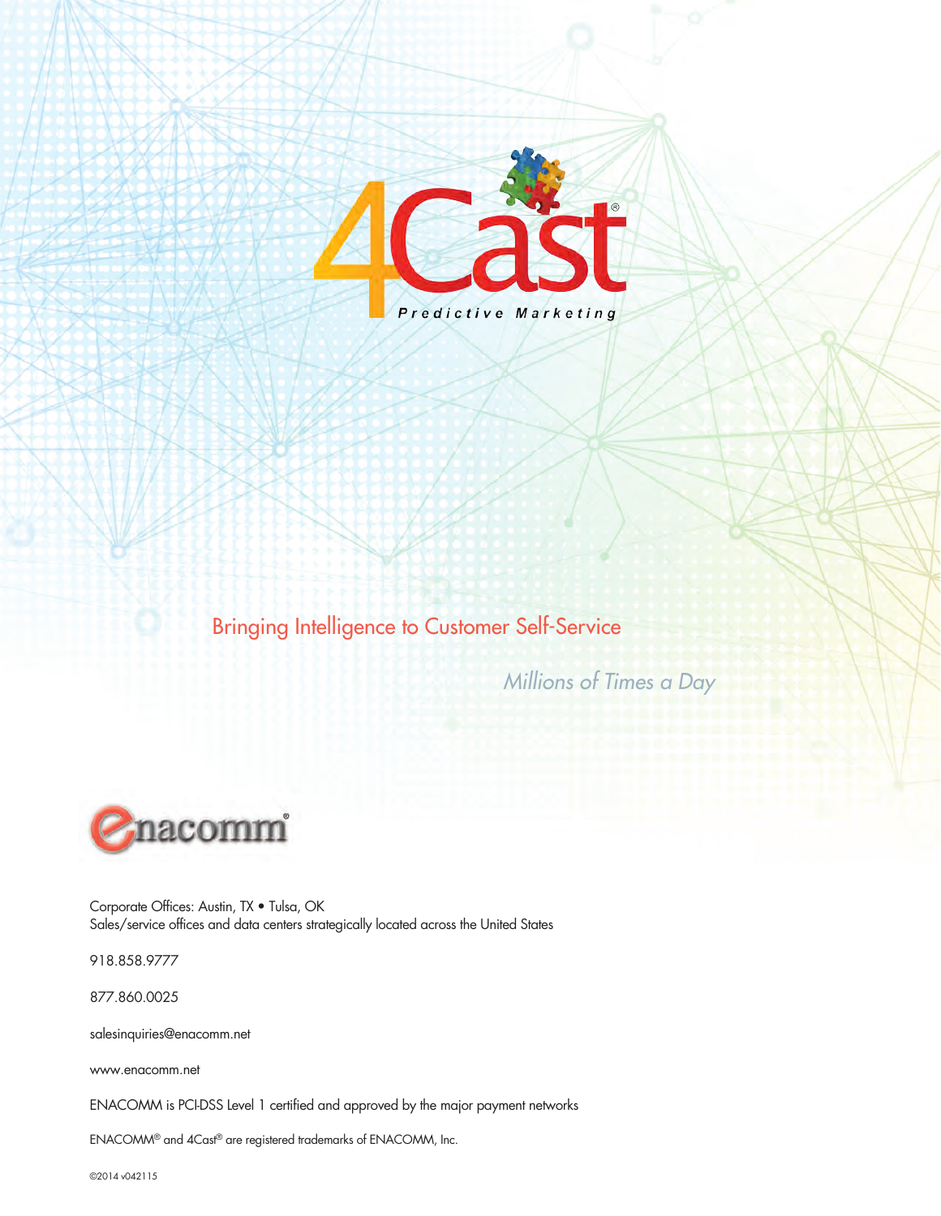# 4Cast®

Predictive Marketing

## Bringing Intelligence to Customer Self-Service

*Millions of Times a Day*

enacomm®

Corporate Offices: Austin, TX • Tulsa, OK
Sales/service offices and data centers strategically located across the United States

918.858.9777

877.860.0025

salesinquiries@enacomm.net

www.enacomm.net

ENACOMM is PCI-DSS Level 1 certified and approved by the major payment networks

ENACOMM® and 4Cast® are registered trademarks of ENACOMM, Inc.

©2014 v042115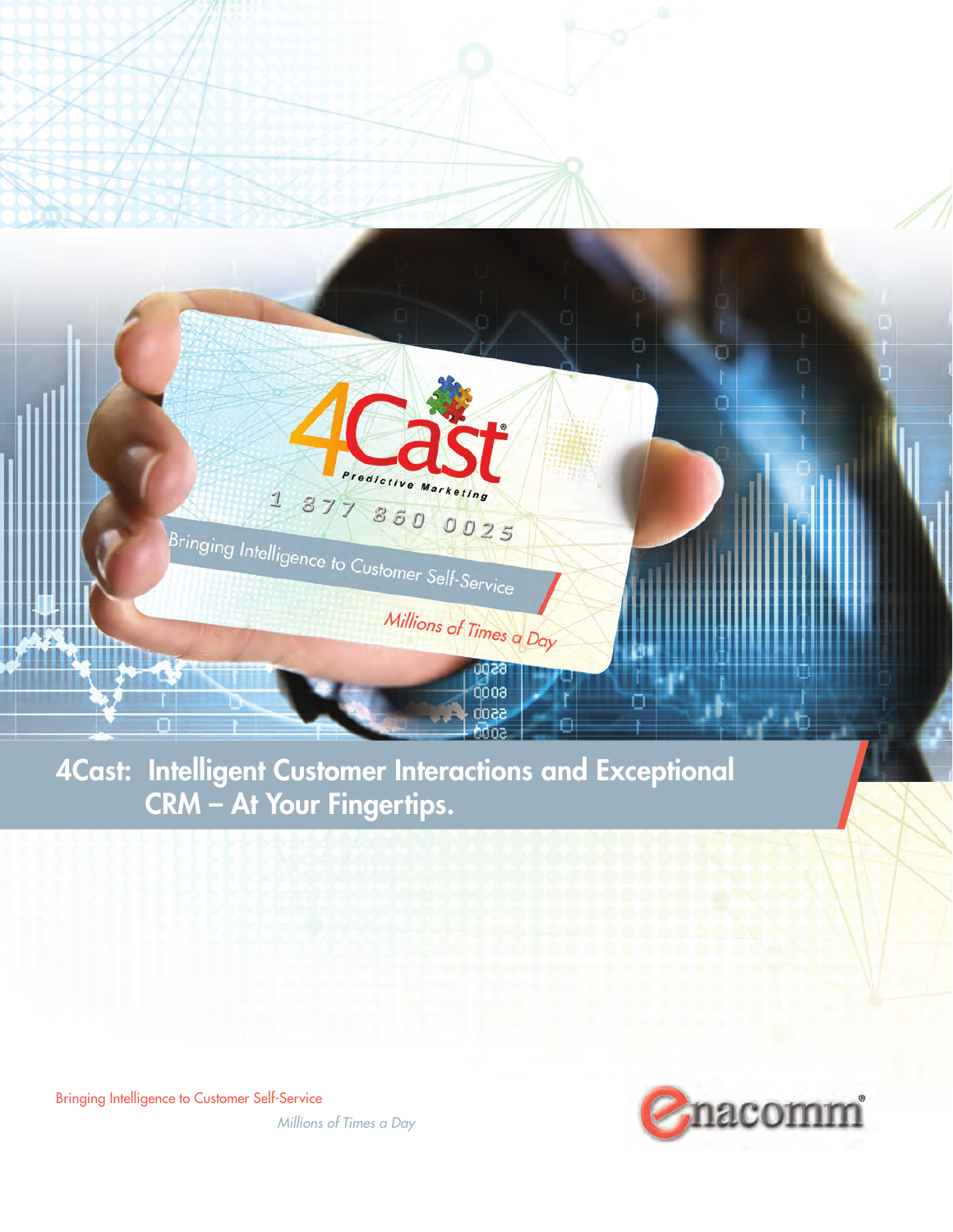# 4Cast: Intelligent Customer Interactions and Exceptional CRM – At Your Fingertips.

Bringing Intelligence to Customer Self-Service

*Millions of Times a Day*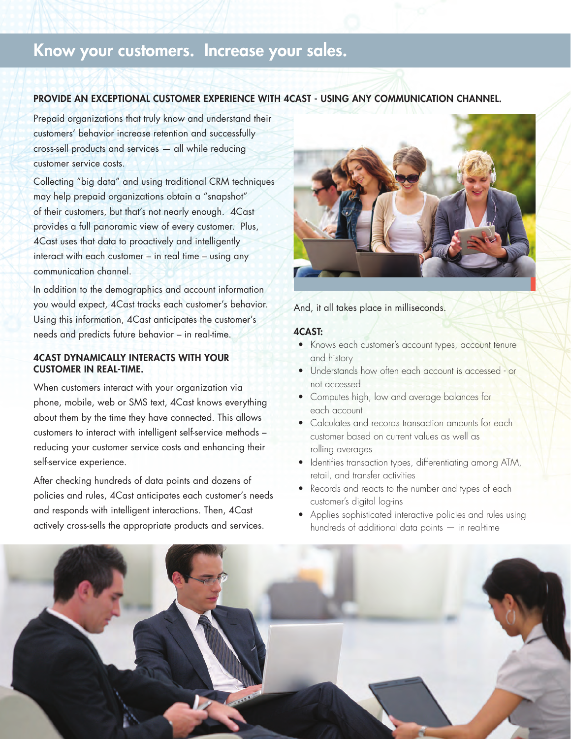# Know your customers. Increase your sales.

## PROVIDE AN EXCEPTIONAL CUSTOMER EXPERIENCE WITH 4CAST - USING ANY COMMUNICATION CHANNEL.

Prepaid organizations that truly know and understand their customers' behavior increase retention and successfully cross-sell products and services — all while reducing customer service costs.

Collecting "big data" and using traditional CRM techniques may help prepaid organizations obtain a "snapshot" of their customers, but that's not nearly enough. 4Cast provides a full panoramic view of every customer. Plus, 4Cast uses that data to proactively and intelligently interact with each customer – in real time – using any communication channel.

In addition to the demographics and account information you would expect, 4Cast tracks each customer's behavior. Using this information, 4Cast anticipates the customer's needs and predicts future behavior – in real-time.

### 4CAST DYNAMICALLY INTERACTS WITH YOUR CUSTOMER IN REAL-TIME.

When customers interact with your organization via phone, mobile, web or SMS text, 4Cast knows everything about them by the time they have connected. This allows customers to interact with intelligent self-service methods – reducing your customer service costs and enhancing their self-service experience.

After checking hundreds of data points and dozens of policies and rules, 4Cast anticipates each customer's needs and responds with intelligent interactions. Then, 4Cast actively cross-sells the appropriate products and services.

And, it all takes place in milliseconds.

### 4CAST:

- Knows each customer's account types, account tenure and history
- Understands how often each account is accessed - or not accessed
- Computes high, low and average balances for each account
- Calculates and records transaction amounts for each customer based on current values as well as rolling averages
- Identifies transaction types, differentiating among ATM, retail, and transfer activities
- Records and reacts to the number and types of each customer's digital log-ins
- Applies sophisticated interactive policies and rules using hundreds of additional data points — in real-time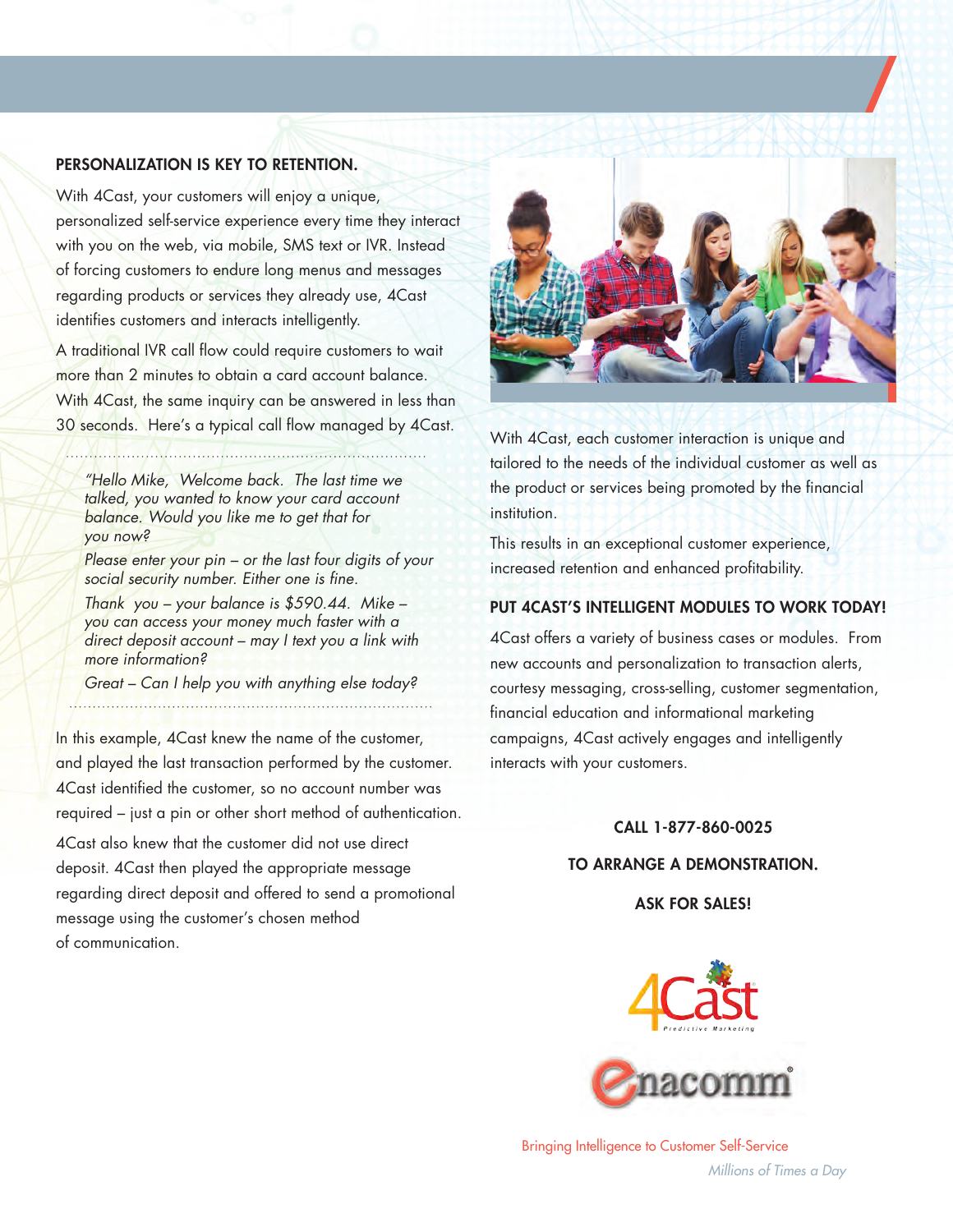## PERSONALIZATION IS KEY TO RETENTION.

With 4Cast, your customers will enjoy a unique, personalized self-service experience every time they interact with you on the web, via mobile, SMS text or IVR. Instead of forcing customers to endure long menus and messages regarding products or services they already use, 4Cast identifies customers and interacts intelligently.

A traditional IVR call flow could require customers to wait more than 2 minutes to obtain a card account balance. With 4Cast, the same inquiry can be answered in less than 30 seconds. Here's a typical call flow managed by 4Cast.

*"Hello Mike, Welcome back. The last time we talked, you wanted to know your card account balance. Would you like me to get that for you now?*

*Please enter your pin – or the last four digits of your social security number. Either one is fine.*

*Thank you – your balance is $590.44. Mike – you can access your money much faster with a direct deposit account – may I text you a link with more information?*

*Great – Can I help you with anything else today?*

In this example, 4Cast knew the name of the customer, and played the last transaction performed by the customer. 4Cast identified the customer, so no account number was required – just a pin or other short method of authentication.

4Cast also knew that the customer did not use direct deposit. 4Cast then played the appropriate message regarding direct deposit and offered to send a promotional message using the customer's chosen method of communication.

With 4Cast, each customer interaction is unique and tailored to the needs of the individual customer as well as the product or services being promoted by the financial institution.

This results in an exceptional customer experience, increased retention and enhanced profitability.

## PUT 4CAST'S INTELLIGENT MODULES TO WORK TODAY!

4Cast offers a variety of business cases or modules. From new accounts and personalization to transaction alerts, courtesy messaging, cross-selling, customer segmentation, financial education and informational marketing campaigns, 4Cast actively engages and intelligently interacts with your customers.

**CALL 1-877-860-0025**

**TO ARRANGE A DEMONSTRATION.**

**ASK FOR SALES!**

4Cast
Predictive Marketing

enacomm®

Bringing Intelligence to Customer Self-Service

*Millions of Times a Day*